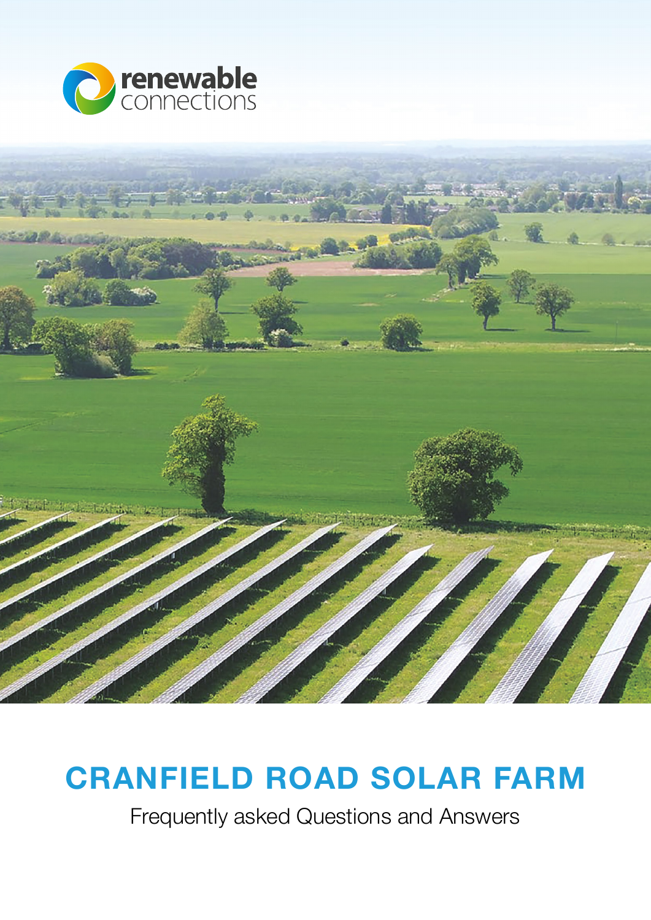renewable connections

# CRANFIELD ROAD SOLAR FARM

Frequently asked Questions and Answers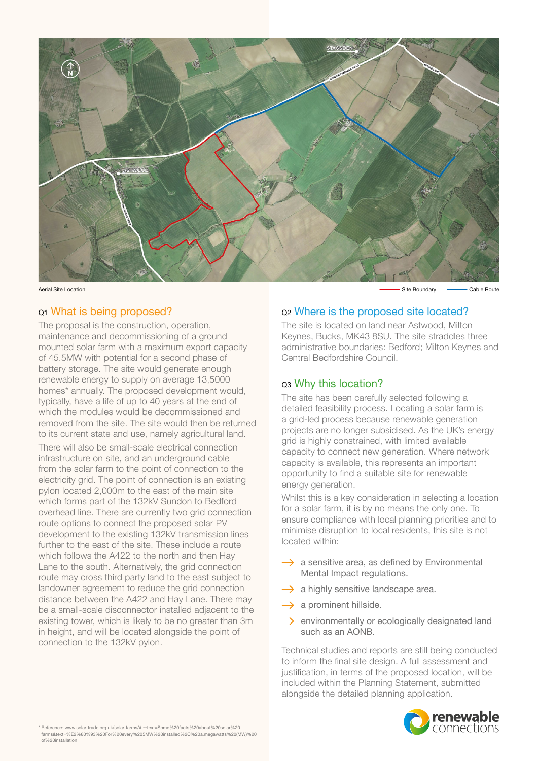Aerial Site Location

Site Boundary — Cable Route

## Q1 What is being proposed?

The proposal is the construction, operation, maintenance and decommissioning of a ground mounted solar farm with a maximum export capacity of 45.5MW with potential for a second phase of battery storage. The site would generate enough renewable energy to supply on average 13,5000 homes* annually. The proposed development would, typically, have a life of up to 40 years at the end of which the modules would be decommissioned and removed from the site. The site would then be returned to its current state and use, namely agricultural land.

There will also be small-scale electrical connection infrastructure on site, and an underground cable from the solar farm to the point of connection to the electricity grid. The point of connection is an existing pylon located 2,000m to the east of the main site which forms part of the 132kV Sundon to Bedford overhead line. There are currently two grid connection route options to connect the proposed solar PV development to the existing 132kV transmission lines further to the east of the site. These include a route which follows the A422 to the north and then Hay Lane to the south. Alternatively, the grid connection route may cross third party land to the east subject to landowner agreement to reduce the grid connection distance between the A422 and Hay Lane. There may be a small-scale disconnector installed adjacent to the existing tower, which is likely to be no greater than 3m in height, and will be located alongside the point of connection to the 132kV pylon.

## Q2 Where is the proposed site located?

The site is located on land near Astwood, Milton Keynes, Bucks, MK43 8SU. The site straddles three administrative boundaries: Bedford; Milton Keynes and Central Bedfordshire Council.

## Q3 Why this location?

The site has been carefully selected following a detailed feasibility process. Locating a solar farm is a grid-led process because renewable generation projects are no longer subsidised. As the UK's energy grid is highly constrained, with limited available capacity to connect new generation. Where network capacity is available, this represents an important opportunity to find a suitable site for renewable energy generation.

Whilst this is a key consideration in selecting a location for a solar farm, it is by no means the only one. To ensure compliance with local planning priorities and to minimise disruption to local residents, this site is not located within:

- a sensitive area, as defined by Environmental Mental Impact regulations.
- a highly sensitive landscape area.
- a prominent hillside.
- environmentally or ecologically designated land such as an AONB.

Technical studies and reports are still being conducted to inform the final site design. A full assessment and justification, in terms of the proposed location, will be included within the Planning Statement, submitted alongside the detailed planning application.

* Reference: www.solar-trade.org.uk/solar-farms/#:~:text=Some%20facts%20about%20solar%20farms&text=%E2%80%93%20For%20every%205MW%20installed%2C%20a,megawatts%20(MW)%20of%20installation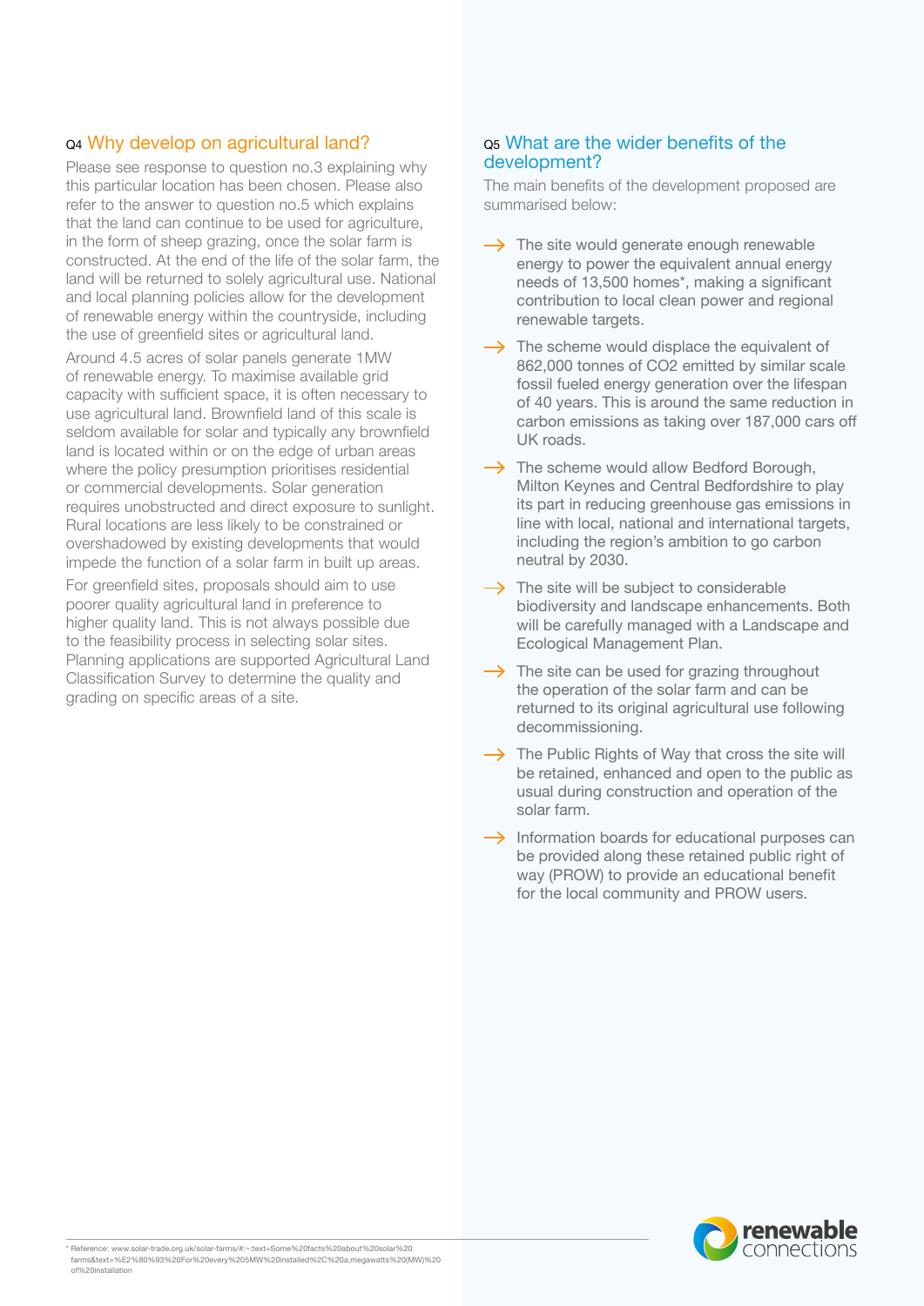## Q4 Why develop on agricultural land?

Please see response to question no.3 explaining why this particular location has been chosen. Please also refer to the answer to question no.5 which explains that the land can continue to be used for agriculture, in the form of sheep grazing, once the solar farm is constructed. At the end of the life of the solar farm, the land will be returned to solely agricultural use. National and local planning policies allow for the development of renewable energy within the countryside, including the use of greenfield sites or agricultural land.

Around 4.5 acres of solar panels generate 1MW of renewable energy. To maximise available grid capacity with sufficient space, it is often necessary to use agricultural land. Brownfield land of this scale is seldom available for solar and typically any brownfield land is located within or on the edge of urban areas where the policy presumption prioritises residential or commercial developments. Solar generation requires unobstructed and direct exposure to sunlight. Rural locations are less likely to be constrained or overshadowed by existing developments that would impede the function of a solar farm in built up areas.

For greenfield sites, proposals should aim to use poorer quality agricultural land in preference to higher quality land. This is not always possible due to the feasibility process in selecting solar sites. Planning applications are supported Agricultural Land Classification Survey to determine the quality and grading on specific areas of a site.

## Q5 What are the wider benefits of the development?

The main benefits of the development proposed are summarised below:

- The site would generate enough renewable energy to power the equivalent annual energy needs of 13,500 homes*, making a significant contribution to local clean power and regional renewable targets.
- The scheme would displace the equivalent of 862,000 tonnes of $CO_2$ emitted by similar scale fossil fueled energy generation over the lifespan of 40 years. This is around the same reduction in carbon emissions as taking over 187,000 cars off UK roads.
- The scheme would allow Bedford Borough, Milton Keynes and Central Bedfordshire to play its part in reducing greenhouse gas emissions in line with local, national and international targets, including the region's ambition to go carbon neutral by 2030.
- The site will be subject to considerable biodiversity and landscape enhancements. Both will be carefully managed with a Landscape and Ecological Management Plan.
- The site can be used for grazing throughout the operation of the solar farm and can be returned to its original agricultural use following decommissioning.
- The Public Rights of Way that cross the site will be retained, enhanced and open to the public as usual during construction and operation of the solar farm.
- Information boards for educational purposes can be provided along these retained public right of way (PROW) to provide an educational benefit for the local community and PROW users.

* Reference: www.solar-trade.org.uk/solar-farms/#:~:text=Some%20facts%20about%20solar%20farms&text=%E2%80%93%20For%20every%205MW%20installed%2C%20a,megawatts%20(MW)%20of%20installation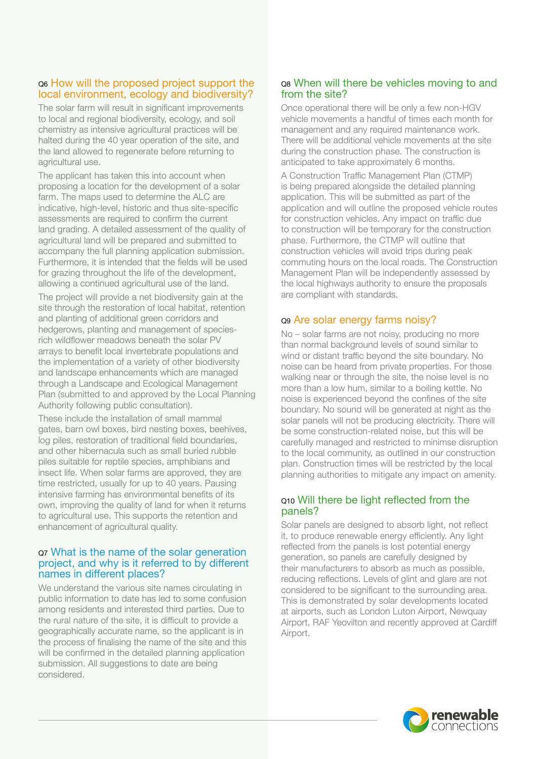## Q6 How will the proposed project support the local environment, ecology and biodiversity?

The solar farm will result in significant improvements to local and regional biodiversity, ecology, and soil chemistry as intensive agricultural practices will be halted during the 40 year operation of the site, and the land allowed to regenerate before returning to agricultural use.

The applicant has taken this into account when proposing a location for the development of a solar farm. The maps used to determine the ALC are indicative, high-level, historic and thus site-specific assessments are required to confirm the current land grading. A detailed assessment of the quality of agricultural land will be prepared and submitted to accompany the full planning application submission. Furthermore, it is intended that the fields will be used for grazing throughout the life of the development, allowing a continued agricultural use of the land.

The project will provide a net biodiversity gain at the site through the restoration of local habitat, retention and planting of additional green corridors and hedgerows, planting and management of species-rich wildflower meadows beneath the solar PV arrays to benefit local invertebrate populations and the implementation of a variety of other biodiversity and landscape enhancements which are managed through a Landscape and Ecological Management Plan (submitted to and approved by the Local Planning Authority following public consultation).

These include the installation of small mammal gates, barn owl boxes, bird nesting boxes, beehives, log piles, restoration of traditional field boundaries, and other hibernacula such as small buried rubble piles suitable for reptile species, amphibians and insect life. When solar farms are approved, they are time restricted, usually for up to 40 years. Pausing intensive farming has environmental benefits of its own, improving the quality of land for when it returns to agricultural use. This supports the retention and enhancement of agricultural quality.

## Q7 What is the name of the solar generation project, and why is it referred to by different names in different places?

We understand the various site names circulating in public information to date has led to some confusion among residents and interested third parties. Due to the rural nature of the site, it is difficult to provide a geographically accurate name, so the applicant is in the process of finalising the name of the site and this will be confirmed in the detailed planning application submission. All suggestions to date are being considered.

## Q8 When will there be vehicles moving to and from the site?

Once operational there will be only a few non-HGV vehicle movements a handful of times each month for management and any required maintenance work. There will be additional vehicle movements at the site during the construction phase. The construction is anticipated to take approximately 6 months.

A Construction Traffic Management Plan (CTMP) is being prepared alongside the detailed planning application. This will be submitted as part of the application and will outline the proposed vehicle routes for construction vehicles. Any impact on traffic due to construction will be temporary for the construction phase. Furthermore, the CTMP will outline that construction vehicles will avoid trips during peak commuting hours on the local roads. The Construction Management Plan will be independently assessed by the local highways authority to ensure the proposals are compliant with standards.

## Q9 Are solar energy farms noisy?

No – solar farms are not noisy, producing no more than normal background levels of sound similar to wind or distant traffic beyond the site boundary. No noise can be heard from private properties. For those walking near or through the site, the noise level is no more than a low hum, similar to a boiling kettle. No noise is experienced beyond the confines of the site boundary. No sound will be generated at night as the solar panels will not be producing electricity. There will be some construction-related noise, but this will be carefully managed and restricted to minimse disruption to the local community, as outlined in our construction plan. Construction times will be restricted by the local planning authorities to mitigate any impact on amenity.

## Q10 Will there be light reflected from the panels?

Solar panels are designed to absorb light, not reflect it, to produce renewable energy efficiently. Any light reflected from the panels is lost potential energy generation, so panels are carefully designed by their manufacturers to absorb as much as possible, reducing reflections. Levels of glint and glare are not considered to be significant to the surrounding area. This is demonstrated by solar developments located at airports, such as London Luton Airport, Newquay Airport, RAF Yeovilton and recently approved at Cardiff Airport.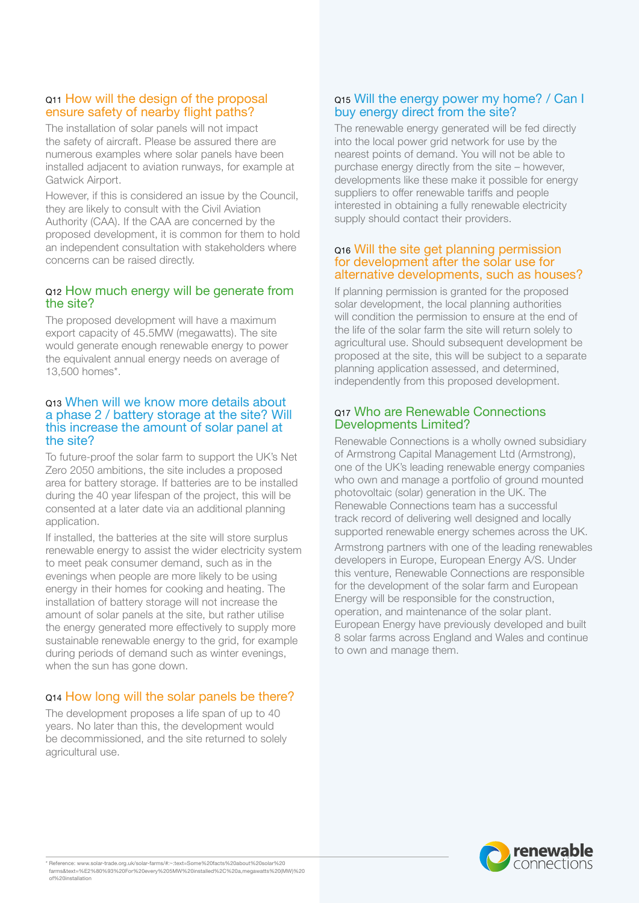## Q11 How will the design of the proposal ensure safety of nearby flight paths?

The installation of solar panels will not impact the safety of aircraft. Please be assured there are numerous examples where solar panels have been installed adjacent to aviation runways, for example at Gatwick Airport.

However, if this is considered an issue by the Council, they are likely to consult with the Civil Aviation Authority (CAA). If the CAA are concerned by the proposed development, it is common for them to hold an independent consultation with stakeholders where concerns can be raised directly.

## Q12 How much energy will be generate from the site?

The proposed development will have a maximum export capacity of 45.5MW (megawatts). The site would generate enough renewable energy to power the equivalent annual energy needs on average of 13,500 homes*.

## Q13 When will we know more details about a phase 2 / battery storage at the site? Will this increase the amount of solar panel at the site?

To future-proof the solar farm to support the UK's Net Zero 2050 ambitions, the site includes a proposed area for battery storage. If batteries are to be installed during the 40 year lifespan of the project, this will be consented at a later date via an additional planning application.

If installed, the batteries at the site will store surplus renewable energy to assist the wider electricity system to meet peak consumer demand, such as in the evenings when people are more likely to be using energy in their homes for cooking and heating. The installation of battery storage will not increase the amount of solar panels at the site, but rather utilise the energy generated more effectively to supply more sustainable renewable energy to the grid, for example during periods of demand such as winter evenings, when the sun has gone down.

## Q14 How long will the solar panels be there?

The development proposes a life span of up to 40 years. No later than this, the development would be decommissioned, and the site returned to solely agricultural use.

## Q15 Will the energy power my home? / Can I buy energy direct from the site?

The renewable energy generated will be fed directly into the local power grid network for use by the nearest points of demand. You will not be able to purchase energy directly from the site – however, developments like these make it possible for energy suppliers to offer renewable tariffs and people interested in obtaining a fully renewable electricity supply should contact their providers.

## Q16 Will the site get planning permission for development after the solar use for alternative developments, such as houses?

If planning permission is granted for the proposed solar development, the local planning authorities will condition the permission to ensure at the end of the life of the solar farm the site will return solely to agricultural use. Should subsequent development be proposed at the site, this will be subject to a separate planning application assessed, and determined, independently from this proposed development.

## Q17 Who are Renewable Connections Developments Limited?

Renewable Connections is a wholly owned subsidiary of Armstrong Capital Management Ltd (Armstrong), one of the UK's leading renewable energy companies who own and manage a portfolio of ground mounted photovoltaic (solar) generation in the UK. The Renewable Connections team has a successful track record of delivering well designed and locally supported renewable energy schemes across the UK.

Armstrong partners with one of the leading renewables developers in Europe, European Energy A/S. Under this venture, Renewable Connections are responsible for the development of the solar farm and European Energy will be responsible for the construction, operation, and maintenance of the solar plant. European Energy have previously developed and built 8 solar farms across England and Wales and continue to own and manage them.

* Reference: www.solar-trade.org.uk/solar-farms/#:~:text=Some%20facts%20about%20solar%20farms&text=%E2%80%93%20For%20every%205MW%20installed%2C%20a,megawatts%20(MW)%20of%20installation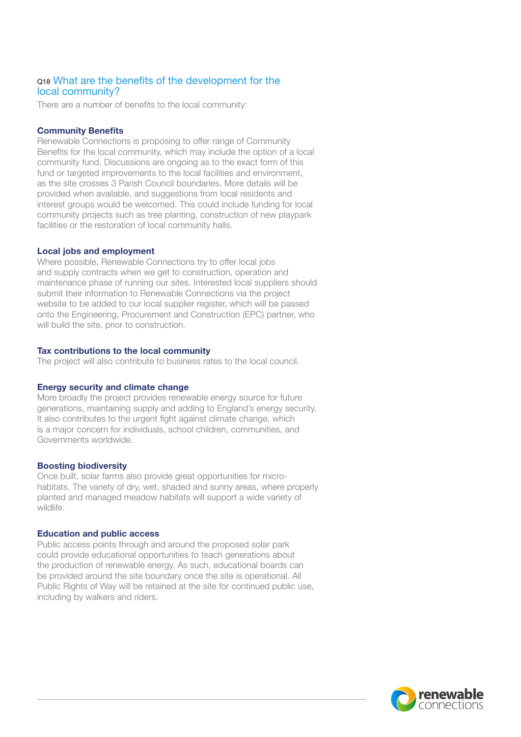## Q18 What are the benefits of the development for the local community?

There are a number of benefits to the local community:

**Community Benefits**

Renewable Connections is proposing to offer range of Community Benefits for the local community, which may include the option of a local community fund. Discussions are ongoing as to the exact form of this fund or targeted improvements to the local facilities and environment, as the site crosses 3 Parish Council boundaries. More details will be provided when available, and suggestions from local residents and interest groups would be welcomed. This could include funding for local community projects such as tree planting, construction of new playpark facilities or the restoration of local community halls.

**Local jobs and employment**

Where possible, Renewable Connections try to offer local jobs and supply contracts when we get to construction, operation and maintenance phase of running our sites. Interested local suppliers should submit their information to Renewable Connections via the project website to be added to our local supplier register, which will be passed onto the Engineering, Procurement and Construction (EPC) partner, who will build the site, prior to construction.

**Tax contributions to the local community**

The project will also contribute to business rates to the local council.

**Energy security and climate change**

More broadly the project provides renewable energy source for future generations, maintaining supply and adding to England's energy security. It also contributes to the urgent fight against climate change, which is a major concern for individuals, school children, communities, and Governments worldwide.

**Boosting biodiversity**

Once built, solar farms also provide great opportunities for micro-habitats. The variety of dry, wet, shaded and sunny areas, where properly planted and managed meadow habitats will support a wide variety of wildlife.

**Education and public access**

Public access points through and around the proposed solar park could provide educational opportunities to teach generations about the production of renewable energy. As such, educational boards can be provided around the site boundary once the site is operational. All Public Rights of Way will be retained at the site for continued public use, including by walkers and riders.